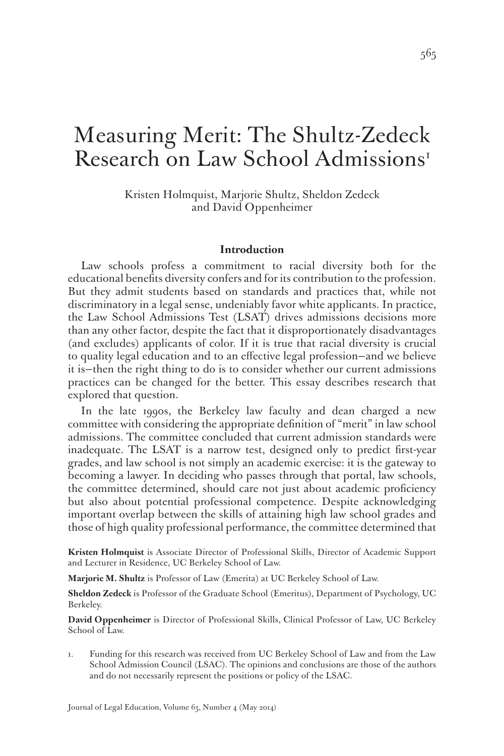# Measuring Merit: The Shultz-Zedeck Research on Law School Admissions[1]

Kristen Holmquist, Marjorie Shultz, Sheldon Zedeck and David Oppenheimer

## Introduction

Law schools profess a commitment to racial diversity both for the educational benefits diversity confers and for its contribution to the profession. But they admit students based on standards and practices that, while not discriminatory in a legal sense, undeniably favor white applicants. In practice, the Law School Admissions Test (LSAT) drives admissions decisions more than any other factor, despite the fact that it disproportionately disadvantages (and excludes) applicants of color. If it is true that racial diversity is crucial to quality legal education and to an effective legal profession—and we believe it is—then the right thing to do is to consider whether our current admissions practices can be changed for the better. This essay describes research that explored that question.

In the late 1990s, the Berkeley law faculty and dean charged a new committee with considering the appropriate definition of "merit" in law school admissions. The committee concluded that current admission standards were inadequate. The LSAT is a narrow test, designed only to predict first-year grades, and law school is not simply an academic exercise: it is the gateway to becoming a lawyer. In deciding who passes through that portal, law schools, the committee determined, should care not just about academic proficiency but also about potential professional competence. Despite acknowledging important overlap between the skills of attaining high law school grades and those of high quality professional performance, the committee determined that

**Kristen Holmquist** is Associate Director of Professional Skills, Director of Academic Support and Lecturer in Residence, UC Berkeley School of Law.

**Marjorie M. Shultz** is Professor of Law (Emerita) at UC Berkeley School of Law.

**Sheldon Zedeck** is Professor of the Graduate School (Emeritus), Department of Psychology, UC Berkeley.

**David Oppenheimer** is Director of Professional Skills, Clinical Professor of Law, UC Berkeley School of Law.

1. Funding for this research was received from UC Berkeley School of Law and from the Law School Admission Council (LSAC). The opinions and conclusions are those of the authors and do not necessarily represent the positions or policy of the LSAC.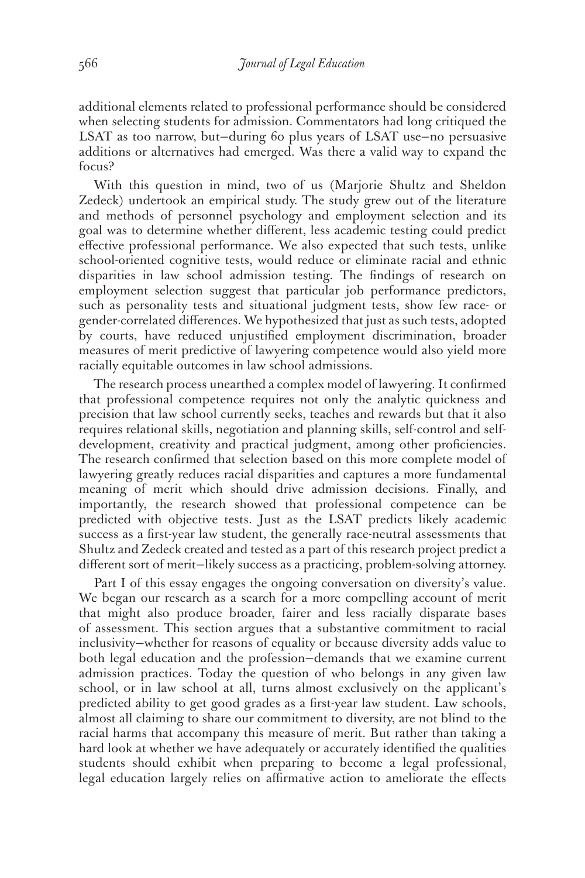additional elements related to professional performance should be considered when selecting students for admission. Commentators had long critiqued the LSAT as too narrow, but—during 60 plus years of LSAT use—no persuasive additions or alternatives had emerged. Was there a valid way to expand the focus?

With this question in mind, two of us (Marjorie Shultz and Sheldon Zedeck) undertook an empirical study. The study grew out of the literature and methods of personnel psychology and employment selection and its goal was to determine whether different, less academic testing could predict effective professional performance. We also expected that such tests, unlike school-oriented cognitive tests, would reduce or eliminate racial and ethnic disparities in law school admission testing. The findings of research on employment selection suggest that particular job performance predictors, such as personality tests and situational judgment tests, show few race- or gender-correlated differences. We hypothesized that just as such tests, adopted by courts, have reduced unjustified employment discrimination, broader measures of merit predictive of lawyering competence would also yield more racially equitable outcomes in law school admissions.

The research process unearthed a complex model of lawyering. It confirmed that professional competence requires not only the analytic quickness and precision that law school currently seeks, teaches and rewards but that it also requires relational skills, negotiation and planning skills, self-control and self-development, creativity and practical judgment, among other proficiencies. The research confirmed that selection based on this more complete model of lawyering greatly reduces racial disparities and captures a more fundamental meaning of merit which should drive admission decisions. Finally, and importantly, the research showed that professional competence can be predicted with objective tests. Just as the LSAT predicts likely academic success as a first-year law student, the generally race-neutral assessments that Shultz and Zedeck created and tested as a part of this research project predict a different sort of merit—likely success as a practicing, problem-solving attorney.

Part I of this essay engages the ongoing conversation on diversity's value. We began our research as a search for a more compelling account of merit that might also produce broader, fairer and less racially disparate bases of assessment. This section argues that a substantive commitment to racial inclusivity—whether for reasons of equality or because diversity adds value to both legal education and the profession—demands that we examine current admission practices. Today the question of who belongs in any given law school, or in law school at all, turns almost exclusively on the applicant's predicted ability to get good grades as a first-year law student. Law schools, almost all claiming to share our commitment to diversity, are not blind to the racial harms that accompany this measure of merit. But rather than taking a hard look at whether we have adequately or accurately identified the qualities students should exhibit when preparing to become a legal professional, legal education largely relies on affirmative action to ameliorate the effects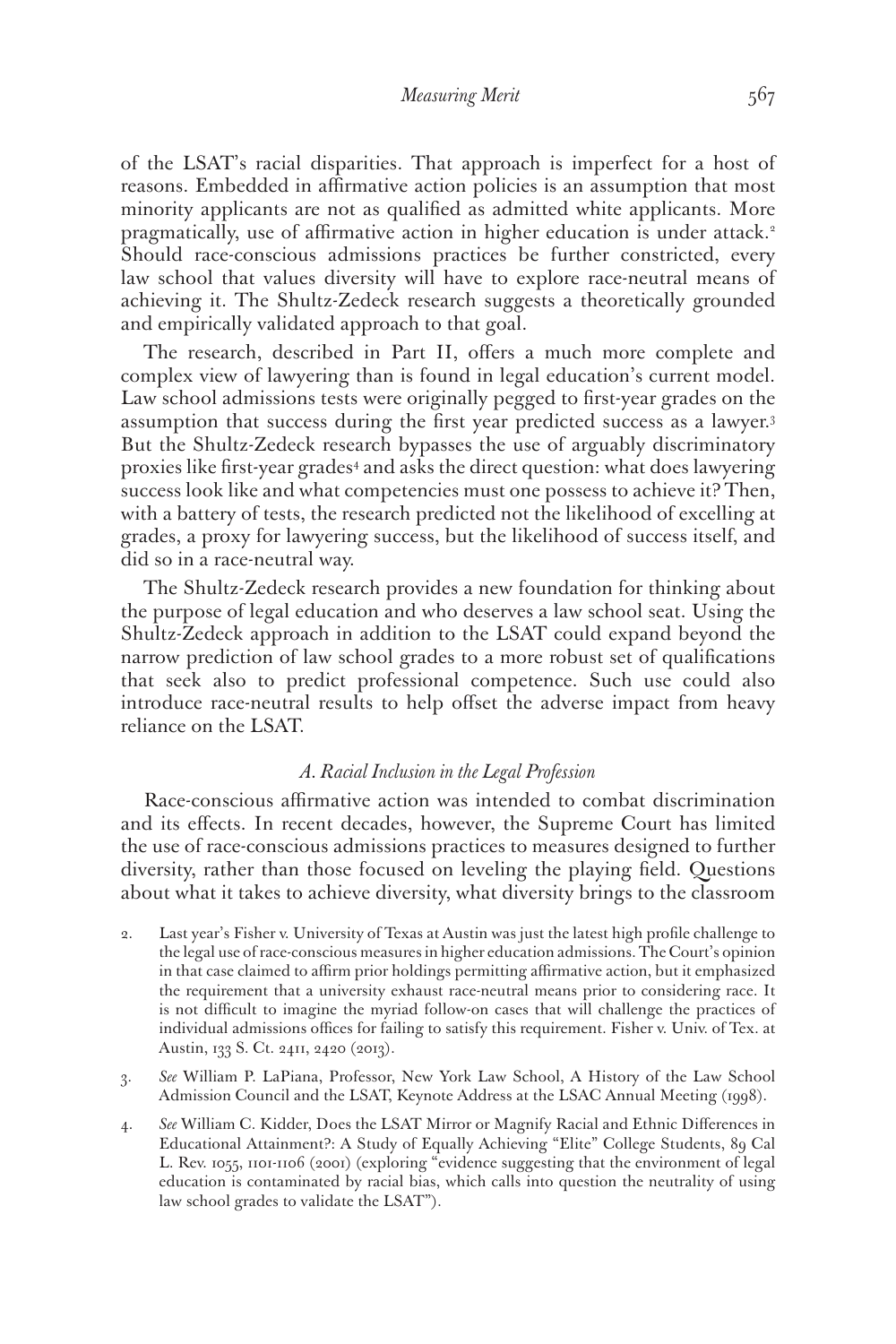of the LSAT's racial disparities. That approach is imperfect for a host of reasons. Embedded in affirmative action policies is an assumption that most minority applicants are not as qualified as admitted white applicants. More pragmatically, use of affirmative action in higher education is under attack.[2] Should race-conscious admissions practices be further constricted, every law school that values diversity will have to explore race-neutral means of achieving it. The Shultz-Zedeck research suggests a theoretically grounded and empirically validated approach to that goal.

The research, described in Part II, offers a much more complete and complex view of lawyering than is found in legal education's current model. Law school admissions tests were originally pegged to first-year grades on the assumption that success during the first year predicted success as a lawyer.[3] But the Shultz-Zedeck research bypasses the use of arguably discriminatory proxies like first-year grades[4] and asks the direct question: what does lawyering success look like and what competencies must one possess to achieve it? Then, with a battery of tests, the research predicted not the likelihood of excelling at grades, a proxy for lawyering success, but the likelihood of success itself, and did so in a race-neutral way.

The Shultz-Zedeck research provides a new foundation for thinking about the purpose of legal education and who deserves a law school seat. Using the Shultz-Zedeck approach in addition to the LSAT could expand beyond the narrow prediction of law school grades to a more robust set of qualifications that seek also to predict professional competence. Such use could also introduce race-neutral results to help offset the adverse impact from heavy reliance on the LSAT.

### *A. Racial Inclusion in the Legal Profession*

Race-conscious affirmative action was intended to combat discrimination and its effects. In recent decades, however, the Supreme Court has limited the use of race-conscious admissions practices to measures designed to further diversity, rather than those focused on leveling the playing field. Questions about what it takes to achieve diversity, what diversity brings to the classroom

2. Last year's Fisher v. University of Texas at Austin was just the latest high profile challenge to the legal use of race-conscious measures in higher education admissions. The Court's opinion in that case claimed to affirm prior holdings permitting affirmative action, but it emphasized the requirement that a university exhaust race-neutral means prior to considering race. It is not difficult to imagine the myriad follow-on cases that will challenge the practices of individual admissions offices for failing to satisfy this requirement. Fisher v. Univ. of Tex. at Austin, 133 S. Ct. 2411, 2420 (2013).

3. *See* William P. LaPiana, Professor, New York Law School, A History of the Law School Admission Council and the LSAT, Keynote Address at the LSAC Annual Meeting (1998).

4. *See* William C. Kidder, Does the LSAT Mirror or Magnify Racial and Ethnic Differences in Educational Attainment?: A Study of Equally Achieving "Elite" College Students, 89 Cal L. Rev. 1055, 1101-1106 (2001) (exploring "evidence suggesting that the environment of legal education is contaminated by racial bias, which calls into question the neutrality of using law school grades to validate the LSAT").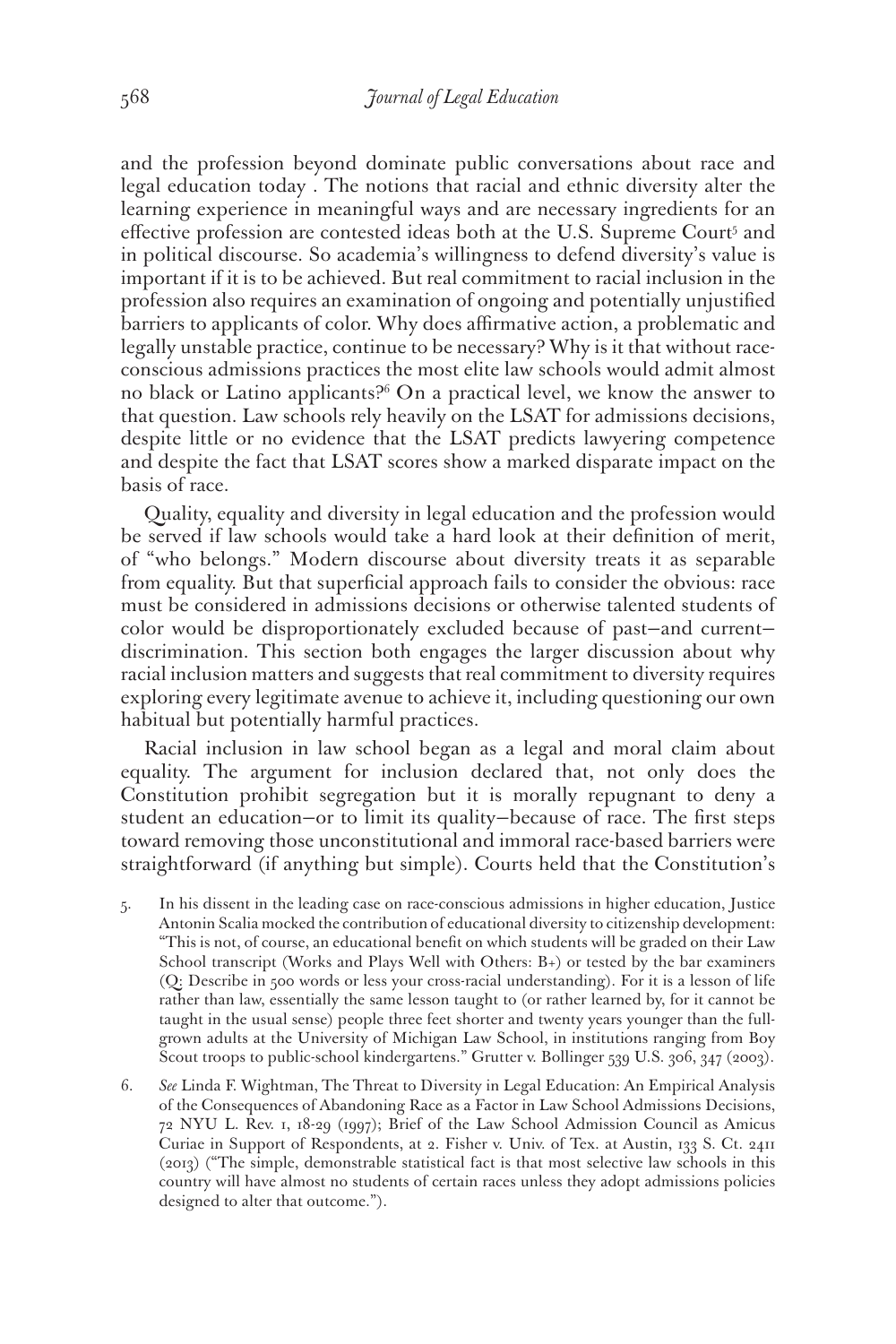and the profession beyond dominate public conversations about race and legal education today . The notions that racial and ethnic diversity alter the learning experience in meaningful ways and are necessary ingredients for an effective profession are contested ideas both at the U.S. Supreme Court[5] and in political discourse. So academia's willingness to defend diversity's value is important if it is to be achieved. But real commitment to racial inclusion in the profession also requires an examination of ongoing and potentially unjustified barriers to applicants of color. Why does affirmative action, a problematic and legally unstable practice, continue to be necessary? Why is it that without race-conscious admissions practices the most elite law schools would admit almost no black or Latino applicants?[6] On a practical level, we know the answer to that question. Law schools rely heavily on the LSAT for admissions decisions, despite little or no evidence that the LSAT predicts lawyering competence and despite the fact that LSAT scores show a marked disparate impact on the basis of race.

Quality, equality and diversity in legal education and the profession would be served if law schools would take a hard look at their definition of merit, of "who belongs." Modern discourse about diversity treats it as separable from equality. But that superficial approach fails to consider the obvious: race must be considered in admissions decisions or otherwise talented students of color would be disproportionately excluded because of past—and current—discrimination. This section both engages the larger discussion about why racial inclusion matters and suggests that real commitment to diversity requires exploring every legitimate avenue to achieve it, including questioning our own habitual but potentially harmful practices.

Racial inclusion in law school began as a legal and moral claim about equality. The argument for inclusion declared that, not only does the Constitution prohibit segregation but it is morally repugnant to deny a student an education—or to limit its quality—because of race. The first steps toward removing those unconstitutional and immoral race-based barriers were straightforward (if anything but simple). Courts held that the Constitution's

5. In his dissent in the leading case on race-conscious admissions in higher education, Justice Antonin Scalia mocked the contribution of educational diversity to citizenship development: "This is not, of course, an educational benefit on which students will be graded on their Law School transcript (Works and Plays Well with Others: B+) or tested by the bar examiners (Q: Describe in 500 words or less your cross-racial understanding). For it is a lesson of life rather than law, essentially the same lesson taught to (or rather learned by, for it cannot be taught in the usual sense) people three feet shorter and twenty years younger than the full-grown adults at the University of Michigan Law School, in institutions ranging from Boy Scout troops to public-school kindergartens." Grutter v. Bollinger 539 U.S. 306, 347 (2003).

6. *See* Linda F. Wightman, The Threat to Diversity in Legal Education: An Empirical Analysis of the Consequences of Abandoning Race as a Factor in Law School Admissions Decisions, 72 NYU L. Rev. 1, 18-29 (1997); Brief of the Law School Admission Council as Amicus Curiae in Support of Respondents, at 2. Fisher v. Univ. of Tex. at Austin, 133 S. Ct. 2411 (2013) ("The simple, demonstrable statistical fact is that most selective law schools in this country will have almost no students of certain races unless they adopt admissions policies designed to alter that outcome.").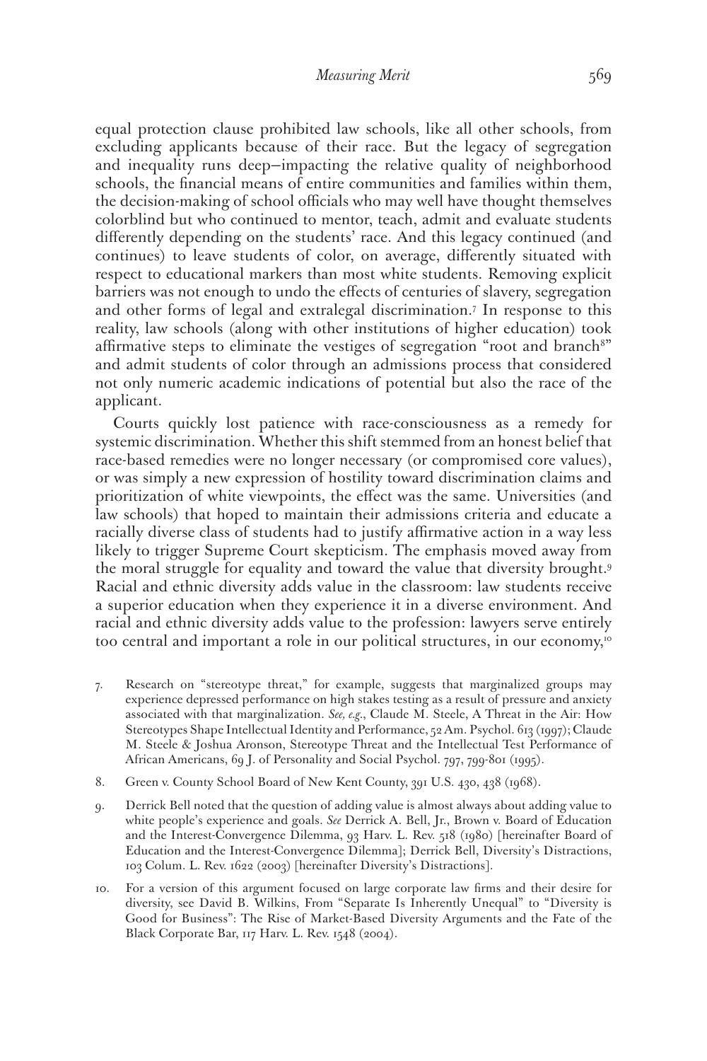equal protection clause prohibited law schools, like all other schools, from excluding applicants because of their race. But the legacy of segregation and inequality runs deep—impacting the relative quality of neighborhood schools, the financial means of entire communities and families within them, the decision-making of school officials who may well have thought themselves colorblind but who continued to mentor, teach, admit and evaluate students differently depending on the students' race. And this legacy continued (and continues) to leave students of color, on average, differently situated with respect to educational markers than most white students. Removing explicit barriers was not enough to undo the effects of centuries of slavery, segregation and other forms of legal and extralegal discrimination.[7] In response to this reality, law schools (along with other institutions of higher education) took affirmative steps to eliminate the vestiges of segregation "root and branch[8]" and admit students of color through an admissions process that considered not only numeric academic indications of potential but also the race of the applicant.

Courts quickly lost patience with race-consciousness as a remedy for systemic discrimination. Whether this shift stemmed from an honest belief that race-based remedies were no longer necessary (or compromised core values), or was simply a new expression of hostility toward discrimination claims and prioritization of white viewpoints, the effect was the same. Universities (and law schools) that hoped to maintain their admissions criteria and educate a racially diverse class of students had to justify affirmative action in a way less likely to trigger Supreme Court skepticism. The emphasis moved away from the moral struggle for equality and toward the value that diversity brought.[9] Racial and ethnic diversity adds value in the classroom: law students receive a superior education when they experience it in a diverse environment. And racial and ethnic diversity adds value to the profession: lawyers serve entirely too central and important a role in our political structures, in our economy,[10]

7. Research on "stereotype threat," for example, suggests that marginalized groups may experience depressed performance on high stakes testing as a result of pressure and anxiety associated with that marginalization. *See, e.g.*, Claude M. Steele, A Threat in the Air: How Stereotypes Shape Intellectual Identity and Performance, 52 Am. Psychol. 613 (1997); Claude M. Steele & Joshua Aronson, Stereotype Threat and the Intellectual Test Performance of African Americans, 69 J. of Personality and Social Psychol. 797, 799-801 (1995).

8. Green v. County School Board of New Kent County, 391 U.S. 430, 438 (1968).

9. Derrick Bell noted that the question of adding value is almost always about adding value to white people's experience and goals. *See* Derrick A. Bell, Jr., Brown v. Board of Education and the Interest-Convergence Dilemma, 93 Harv. L. Rev. 518 (1980) [hereinafter Board of Education and the Interest-Convergence Dilemma]; Derrick Bell, Diversity's Distractions, 103 Colum. L. Rev. 1622 (2003) [hereinafter Diversity's Distractions].

10. For a version of this argument focused on large corporate law firms and their desire for diversity, see David B. Wilkins, From "Separate Is Inherently Unequal" to "Diversity is Good for Business": The Rise of Market-Based Diversity Arguments and the Fate of the Black Corporate Bar, 117 Harv. L. Rev. 1548 (2004).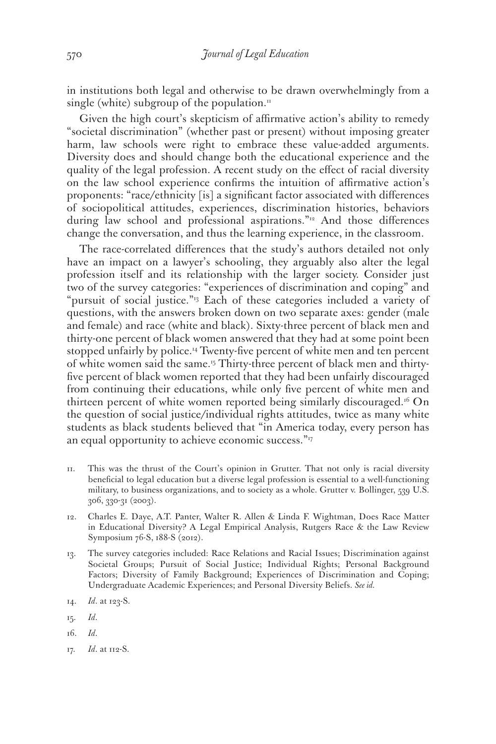in institutions both legal and otherwise to be drawn overwhelmingly from a single (white) subgroup of the population.[11]

Given the high court's skepticism of affirmative action's ability to remedy "societal discrimination" (whether past or present) without imposing greater harm, law schools were right to embrace these value-added arguments. Diversity does and should change both the educational experience and the quality of the legal profession. A recent study on the effect of racial diversity on the law school experience confirms the intuition of affirmative action's proponents: "race/ethnicity [is] a significant factor associated with differences of sociopolitical attitudes, experiences, discrimination histories, behaviors during law school and professional aspirations."[12] And those differences change the conversation, and thus the learning experience, in the classroom.

The race-correlated differences that the study's authors detailed not only have an impact on a lawyer's schooling, they arguably also alter the legal profession itself and its relationship with the larger society. Consider just two of the survey categories: "experiences of discrimination and coping" and "pursuit of social justice."[13] Each of these categories included a variety of questions, with the answers broken down on two separate axes: gender (male and female) and race (white and black). Sixty-three percent of black men and thirty-one percent of black women answered that they had at some point been stopped unfairly by police.[14] Twenty-five percent of white men and ten percent of white women said the same.[15] Thirty-three percent of black men and thirty-five percent of black women reported that they had been unfairly discouraged from continuing their educations, while only five percent of white men and thirteen percent of white women reported being similarly discouraged.[16] On the question of social justice/individual rights attitudes, twice as many white students as black students believed that "in America today, every person has an equal opportunity to achieve economic success."[17]

11. This was the thrust of the Court's opinion in Grutter. That not only is racial diversity beneficial to legal education but a diverse legal profession is essential to a well-functioning military, to business organizations, and to society as a whole. Grutter v. Bollinger, 539 U.S. 306, 330-31 (2003).

12. Charles E. Daye, A.T. Panter, Walter R. Allen & Linda F. Wightman, Does Race Matter in Educational Diversity? A Legal Empirical Analysis, Rutgers Race & the Law Review Symposium 76-S, 188-S (2012).

13. The survey categories included: Race Relations and Racial Issues; Discrimination against Societal Groups; Pursuit of Social Justice; Individual Rights; Personal Background Factors; Diversity of Family Background; Experiences of Discrimination and Coping; Undergraduate Academic Experiences; and Personal Diversity Beliefs. *See id.*

14. *Id.* at 123-S.

15. *Id.*

16. *Id.*

17. *Id.* at 112-S.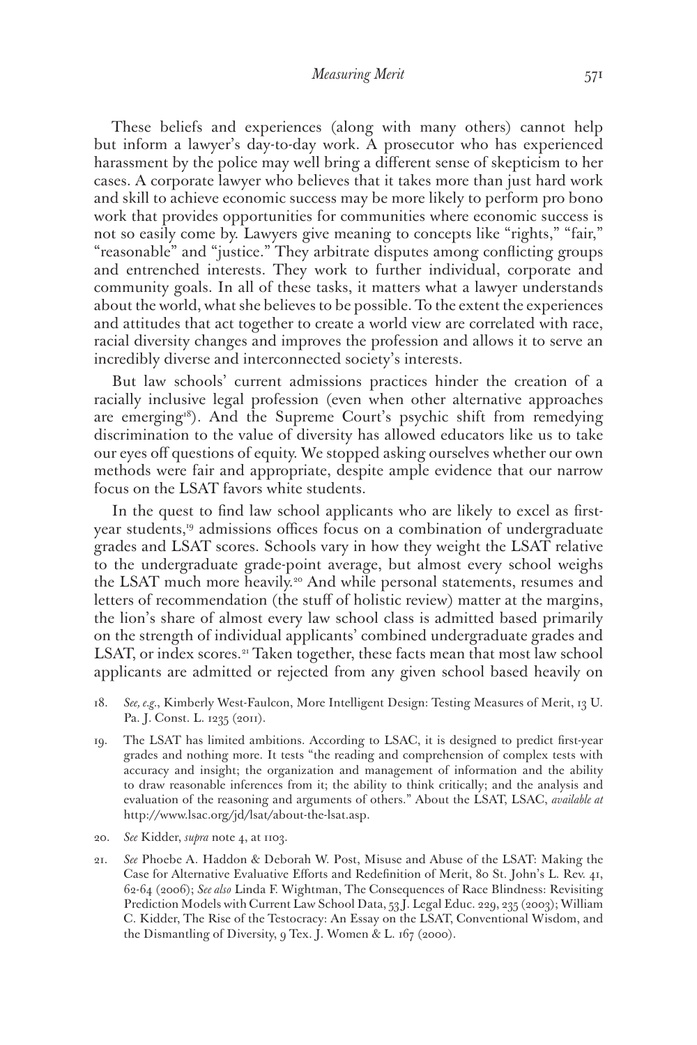These beliefs and experiences (along with many others) cannot help but inform a lawyer's day-to-day work. A prosecutor who has experienced harassment by the police may well bring a different sense of skepticism to her cases. A corporate lawyer who believes that it takes more than just hard work and skill to achieve economic success may be more likely to perform pro bono work that provides opportunities for communities where economic success is not so easily come by. Lawyers give meaning to concepts like "rights," "fair," "reasonable" and "justice." They arbitrate disputes among conflicting groups and entrenched interests. They work to further individual, corporate and community goals. In all of these tasks, it matters what a lawyer understands about the world, what she believes to be possible. To the extent the experiences and attitudes that act together to create a world view are correlated with race, racial diversity changes and improves the profession and allows it to serve an incredibly diverse and interconnected society's interests.

But law schools' current admissions practices hinder the creation of a racially inclusive legal profession (even when other alternative approaches are emerging[18]). And the Supreme Court's psychic shift from remedying discrimination to the value of diversity has allowed educators like us to take our eyes off questions of equity. We stopped asking ourselves whether our own methods were fair and appropriate, despite ample evidence that our narrow focus on the LSAT favors white students.

In the quest to find law school applicants who are likely to excel as first-year students,[19] admissions offices focus on a combination of undergraduate grades and LSAT scores. Schools vary in how they weight the LSAT relative to the undergraduate grade-point average, but almost every school weighs the LSAT much more heavily.[20] And while personal statements, resumes and letters of recommendation (the stuff of holistic review) matter at the margins, the lion's share of almost every law school class is admitted based primarily on the strength of individual applicants' combined undergraduate grades and LSAT, or index scores.[21] Taken together, these facts mean that most law school applicants are admitted or rejected from any given school based heavily on

18. *See, e.g.*, Kimberly West-Faulcon, More Intelligent Design: Testing Measures of Merit, 13 U. Pa. J. Const. L. 1235 (2011).

19. The LSAT has limited ambitions. According to LSAC, it is designed to predict first-year grades and nothing more. It tests "the reading and comprehension of complex tests with accuracy and insight; the organization and management of information and the ability to draw reasonable inferences from it; the ability to think critically; and the analysis and evaluation of the reasoning and arguments of others." About the LSAT, LSAC, *available at* http://www.lsac.org/jd/lsat/about-the-lsat.asp.

20. *See* Kidder, *supra* note 4, at 1103.

21. *See* Phoebe A. Haddon & Deborah W. Post, Misuse and Abuse of the LSAT: Making the Case for Alternative Evaluative Efforts and Redefinition of Merit, 80 St. John's L. Rev. 41, 62-64 (2006); *See also* Linda F. Wightman, The Consequences of Race Blindness: Revisiting Prediction Models with Current Law School Data, 53 J. Legal Educ. 229, 235 (2003); William C. Kidder, The Rise of the Testocracy: An Essay on the LSAT, Conventional Wisdom, and the Dismantling of Diversity, 9 Tex. J. Women & L. 167 (2000).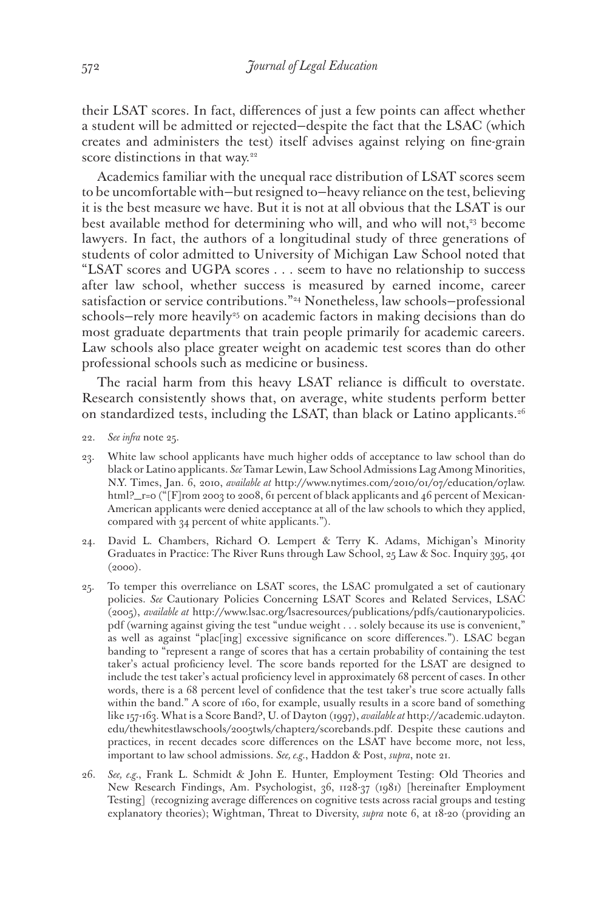their LSAT scores. In fact, differences of just a few points can affect whether a student will be admitted or rejected—despite the fact that the LSAC (which creates and administers the test) itself advises against relying on fine-grain score distinctions in that way.[22]

Academics familiar with the unequal race distribution of LSAT scores seem to be uncomfortable with—but resigned to—heavy reliance on the test, believing it is the best measure we have. But it is not at all obvious that the LSAT is our best available method for determining who will, and who will not,[23] become lawyers. In fact, the authors of a longitudinal study of three generations of students of color admitted to University of Michigan Law School noted that "LSAT scores and UGPA scores . . . seem to have no relationship to success after law school, whether success is measured by earned income, career satisfaction or service contributions."[24] Nonetheless, law schools—professional schools—rely more heavily[25] on academic factors in making decisions than do most graduate departments that train people primarily for academic careers. Law schools also place greater weight on academic test scores than do other professional schools such as medicine or business.

The racial harm from this heavy LSAT reliance is difficult to overstate. Research consistently shows that, on average, white students perform better on standardized tests, including the LSAT, than black or Latino applicants.[26]

22. *See infra* note 25.

23. White law school applicants have much higher odds of acceptance to law school than do black or Latino applicants. *See* Tamar Lewin, Law School Admissions Lag Among Minorities, N.Y. Times, Jan. 6, 2010, *available at* http://www.nytimes.com/2010/01/07/education/07law.html?_r=0 ("[F]rom 2003 to 2008, 61 percent of black applicants and 46 percent of Mexican-American applicants were denied acceptance at all of the law schools to which they applied, compared with 34 percent of white applicants.").

24. David L. Chambers, Richard O. Lempert & Terry K. Adams, Michigan's Minority Graduates in Practice: The River Runs through Law School, 25 Law & Soc. Inquiry 395, 401 (2000).

25. To temper this overreliance on LSAT scores, the LSAC promulgated a set of cautionary policies. *See* Cautionary Policies Concerning LSAT Scores and Related Services, LSAC (2005), *available at* http://www.lsac.org/lsacresources/publications/pdfs/cautionarypolicies.pdf (warning against giving the test "undue weight . . . solely because its use is convenient," as well as against "plac[ing] excessive significance on score differences."). LSAC began banding to "represent a range of scores that has a certain probability of containing the test taker's actual proficiency level. The score bands reported for the LSAT are designed to include the test taker's actual proficiency level in approximately 68 percent of cases. In other words, there is a 68 percent level of confidence that the test taker's true score actually falls within the band." A score of 160, for example, usually results in a score band of something like 157-163. What is a Score Band?, U. of Dayton (1997), *available at* http://academic.udayton.edu/thewhitestlawschools/2005twls/chapter2/scorebands.pdf. Despite these cautions and practices, in recent decades score differences on the LSAT have become more, not less, important to law school admissions. *See, e.g.*, Haddon & Post, *supra*, note 21.

26. *See, e.g.*, Frank L. Schmidt & John E. Hunter, Employment Testing: Old Theories and New Research Findings, Am. Psychologist, 36, 1128-37 (1981) [hereinafter Employment Testing] (recognizing average differences on cognitive tests across racial groups and testing explanatory theories); Wightman, Threat to Diversity, *supra* note 6, at 18-20 (providing an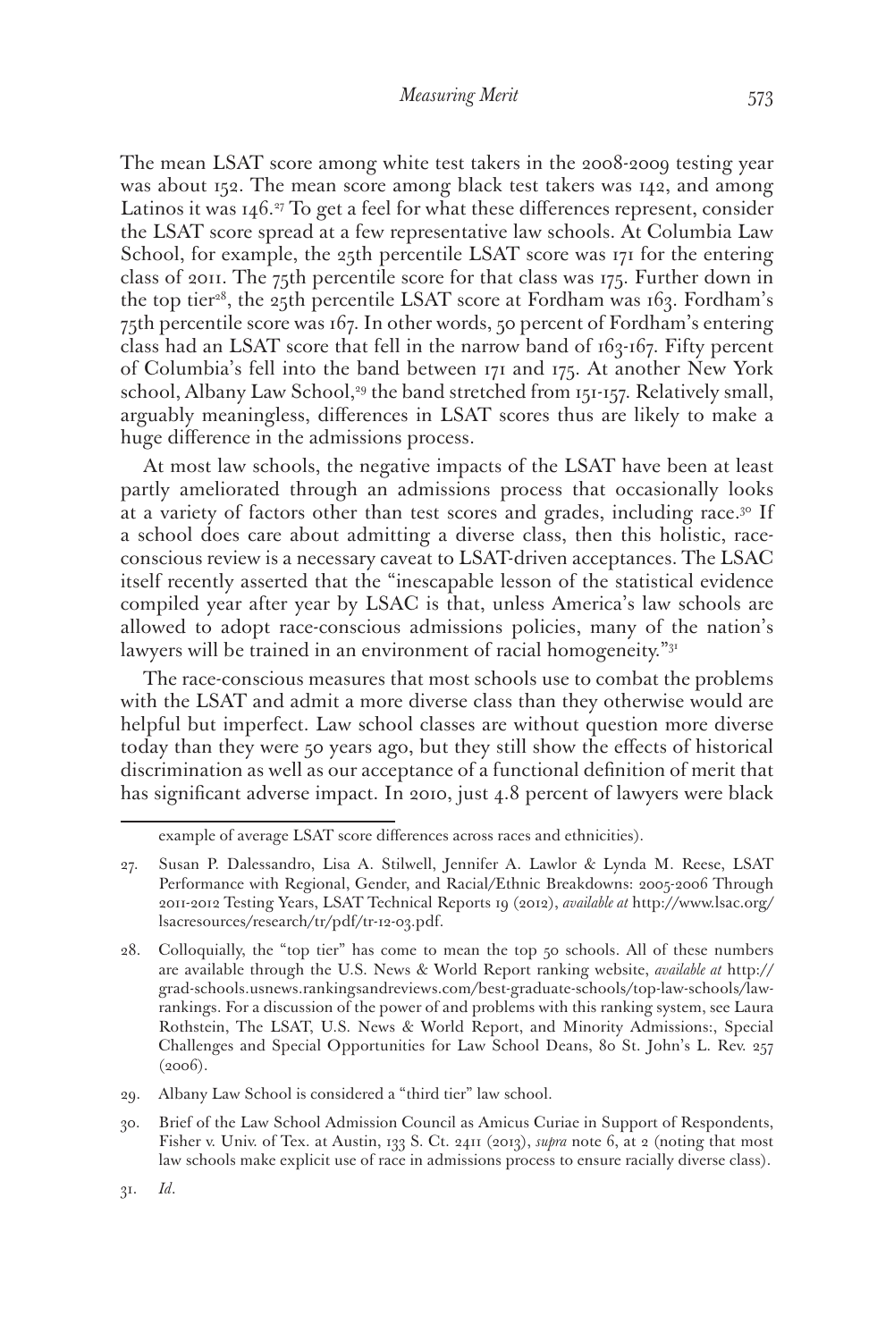The mean LSAT score among white test takers in the 2008-2009 testing year was about 152. The mean score among black test takers was 142, and among Latinos it was 146.[27] To get a feel for what these differences represent, consider the LSAT score spread at a few representative law schools. At Columbia Law School, for example, the 25th percentile LSAT score was 171 for the entering class of 2011. The 75th percentile score for that class was 175. Further down in the top tier[28], the 25th percentile LSAT score at Fordham was 163. Fordham's 75th percentile score was 167. In other words, 50 percent of Fordham's entering class had an LSAT score that fell in the narrow band of 163-167. Fifty percent of Columbia's fell into the band between 171 and 175. At another New York school, Albany Law School,[29] the band stretched from 151-157. Relatively small, arguably meaningless, differences in LSAT scores thus are likely to make a huge difference in the admissions process.

At most law schools, the negative impacts of the LSAT have been at least partly ameliorated through an admissions process that occasionally looks at a variety of factors other than test scores and grades, including race.[30] If a school does care about admitting a diverse class, then this holistic, race-conscious review is a necessary caveat to LSAT-driven acceptances. The LSAC itself recently asserted that the "inescapable lesson of the statistical evidence compiled year after year by LSAC is that, unless America's law schools are allowed to adopt race-conscious admissions policies, many of the nation's lawyers will be trained in an environment of racial homogeneity."[31]

The race-conscious measures that most schools use to combat the problems with the LSAT and admit a more diverse class than they otherwise would are helpful but imperfect. Law school classes are without question more diverse today than they were 50 years ago, but they still show the effects of historical discrimination as well as our acceptance of a functional definition of merit that has significant adverse impact. In 2010, just 4.8 percent of lawyers were black

---

example of average LSAT score differences across races and ethnicities).

27. Susan P. Dalessandro, Lisa A. Stilwell, Jennifer A. Lawlor & Lynda M. Reese, LSAT Performance with Regional, Gender, and Racial/Ethnic Breakdowns: 2005-2006 Through 2011-2012 Testing Years, LSAT Technical Reports 19 (2012), *available at* http://www.lsac.org/lsacresources/research/tr/pdf/tr-12-03.pdf.

28. Colloquially, the "top tier" has come to mean the top 50 schools. All of these numbers are available through the U.S. News & World Report ranking website, *available at* http://grad-schools.usnews.rankingsandreviews.com/best-graduate-schools/top-law-schools/law-rankings. For a discussion of the power of and problems with this ranking system, see Laura Rothstein, The LSAT, U.S. News & World Report, and Minority Admissions:, Special Challenges and Special Opportunities for Law School Deans, 80 St. John's L. Rev. 257 (2006).

29. Albany Law School is considered a "third tier" law school.

30. Brief of the Law School Admission Council as Amicus Curiae in Support of Respondents, Fisher v. Univ. of Tex. at Austin, 133 S. Ct. 2411 (2013), *supra* note 6, at 2 (noting that most law schools make explicit use of race in admissions process to ensure racially diverse class).

31. *Id.*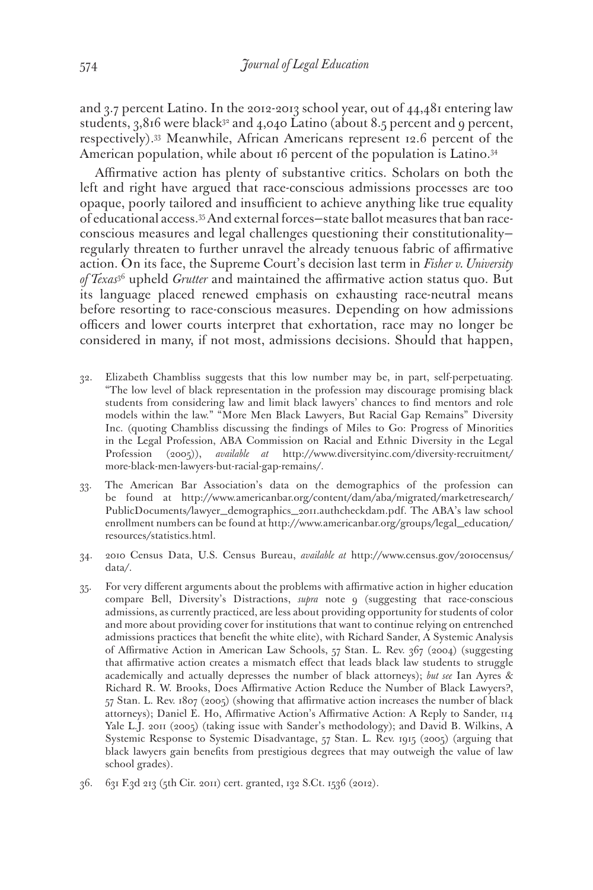and 3.7 percent Latino. In the 2012-2013 school year, out of 44,481 entering law students, 3,816 were black[32] and 4,040 Latino (about 8.5 percent and 9 percent, respectively).[33] Meanwhile, African Americans represent 12.6 percent of the American population, while about 16 percent of the population is Latino.[34]

Affirmative action has plenty of substantive critics. Scholars on both the left and right have argued that race-conscious admissions processes are too opaque, poorly tailored and insufficient to achieve anything like true equality of educational access.[35] And external forces—state ballot measures that ban race-conscious measures and legal challenges questioning their constitutionality—regularly threaten to further unravel the already tenuous fabric of affirmative action. On its face, the Supreme Court's decision last term in *Fisher v. University of Texas*[36] upheld *Grutter* and maintained the affirmative action status quo. But its language placed renewed emphasis on exhausting race-neutral means before resorting to race-conscious measures. Depending on how admissions officers and lower courts interpret that exhortation, race may no longer be considered in many, if not most, admissions decisions. Should that happen,

32. Elizabeth Chambliss suggests that this low number may be, in part, self-perpetuating. "The low level of black representation in the profession may discourage promising black students from considering law and limit black lawyers' chances to find mentors and role models within the law." "More Men Black Lawyers, But Racial Gap Remains" Diversity Inc. (quoting Chambliss discussing the findings of Miles to Go: Progress of Minorities in the Legal Profession, ABA Commission on Racial and Ethnic Diversity in the Legal Profession (2005)), *available at* http://www.diversityinc.com/diversity-recruitment/more-black-men-lawyers-but-racial-gap-remains/.

33. The American Bar Association's data on the demographics of the profession can be found at http://www.americanbar.org/content/dam/aba/migrated/marketresearch/PublicDocuments/lawyer_demographics_2011.authcheckdam.pdf. The ABA's law school enrollment numbers can be found at http://www.americanbar.org/groups/legal_education/resources/statistics.html.

34. 2010 Census Data, U.S. Census Bureau, *available at* http://www.census.gov/2010census/data/.

35. For very different arguments about the problems with affirmative action in higher education compare Bell, Diversity's Distractions, *supra* note 9 (suggesting that race-conscious admissions, as currently practiced, are less about providing opportunity for students of color and more about providing cover for institutions that want to continue relying on entrenched admissions practices that benefit the white elite), with Richard Sander, A Systemic Analysis of Affirmative Action in American Law Schools, 57 Stan. L. Rev. 367 (2004) (suggesting that affirmative action creates a mismatch effect that leads black law students to struggle academically and actually depresses the number of black attorneys); *but see* Ian Ayres & Richard R. W. Brooks, Does Affirmative Action Reduce the Number of Black Lawyers?, 57 Stan. L. Rev. 1807 (2005) (showing that affirmative action increases the number of black attorneys); Daniel E. Ho, Affirmative Action's Affirmative Action: A Reply to Sander, 114 Yale L.J. 2011 (2005) (taking issue with Sander's methodology); and David B. Wilkins, A Systemic Response to Systemic Disadvantage, 57 Stan. L. Rev. 1915 (2005) (arguing that black lawyers gain benefits from prestigious degrees that may outweigh the value of law school grades).

36. 631 F.3d 213 (5th Cir. 2011) cert. granted, 132 S.Ct. 1536 (2012).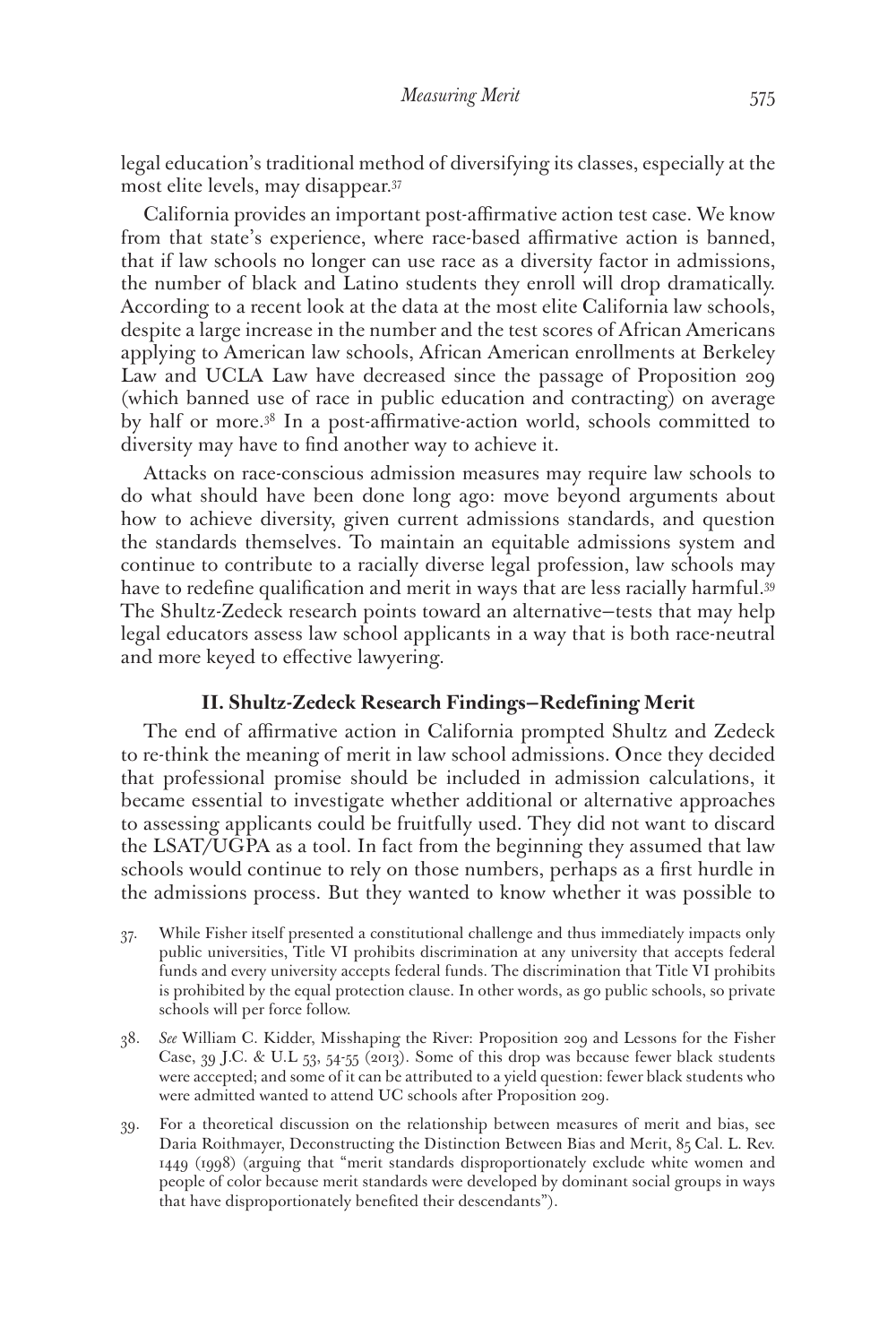legal education's traditional method of diversifying its classes, especially at the most elite levels, may disappear.[37]

California provides an important post-affirmative action test case. We know from that state's experience, where race-based affirmative action is banned, that if law schools no longer can use race as a diversity factor in admissions, the number of black and Latino students they enroll will drop dramatically. According to a recent look at the data at the most elite California law schools, despite a large increase in the number and the test scores of African Americans applying to American law schools, African American enrollments at Berkeley Law and UCLA Law have decreased since the passage of Proposition 209 (which banned use of race in public education and contracting) on average by half or more.[38] In a post-affirmative-action world, schools committed to diversity may have to find another way to achieve it.

Attacks on race-conscious admission measures may require law schools to do what should have been done long ago: move beyond arguments about how to achieve diversity, given current admissions standards, and question the standards themselves. To maintain an equitable admissions system and continue to contribute to a racially diverse legal profession, law schools may have to redefine qualification and merit in ways that are less racially harmful.[39] The Shultz-Zedeck research points toward an alternative—tests that may help legal educators assess law school applicants in a way that is both race-neutral and more keyed to effective lawyering.

## II. Shultz-Zedeck Research Findings—Redefining Merit

The end of affirmative action in California prompted Shultz and Zedeck to re-think the meaning of merit in law school admissions. Once they decided that professional promise should be included in admission calculations, it became essential to investigate whether additional or alternative approaches to assessing applicants could be fruitfully used. They did not want to discard the LSAT/UGPA as a tool. In fact from the beginning they assumed that law schools would continue to rely on those numbers, perhaps as a first hurdle in the admissions process. But they wanted to know whether it was possible to

37. While Fisher itself presented a constitutional challenge and thus immediately impacts only public universities, Title VI prohibits discrimination at any university that accepts federal funds and every university accepts federal funds. The discrimination that Title VI prohibits is prohibited by the equal protection clause. In other words, as go public schools, so private schools will per force follow.

38. *See* William C. Kidder, Misshaping the River: Proposition 209 and Lessons for the Fisher Case, 39 J.C. & U.L 53, 54-55 (2013). Some of this drop was because fewer black students were accepted; and some of it can be attributed to a yield question: fewer black students who were admitted wanted to attend UC schools after Proposition 209.

39. For a theoretical discussion on the relationship between measures of merit and bias, see Daria Roithmayer, Deconstructing the Distinction Between Bias and Merit, 85 Cal. L. Rev. 1449 (1998) (arguing that "merit standards disproportionately exclude white women and people of color because merit standards were developed by dominant social groups in ways that have disproportionately benefited their descendants").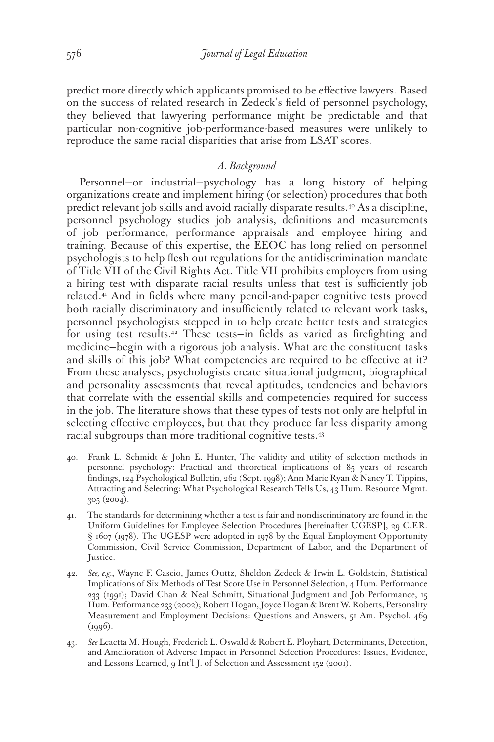predict more directly which applicants promised to be effective lawyers. Based on the success of related research in Zedeck's field of personnel psychology, they believed that lawyering performance might be predictable and that particular non-cognitive job-performance-based measures were unlikely to reproduce the same racial disparities that arise from LSAT scores.

### *A. Background*

Personnel—or industrial—psychology has a long history of helping organizations create and implement hiring (or selection) procedures that both predict relevant job skills and avoid racially disparate results.[40] As a discipline, personnel psychology studies job analysis, definitions and measurements of job performance, performance appraisals and employee hiring and training. Because of this expertise, the EEOC has long relied on personnel psychologists to help flesh out regulations for the antidiscrimination mandate of Title VII of the Civil Rights Act. Title VII prohibits employers from using a hiring test with disparate racial results unless that test is sufficiently job related.[41] And in fields where many pencil-and-paper cognitive tests proved both racially discriminatory and insufficiently related to relevant work tasks, personnel psychologists stepped in to help create better tests and strategies for using test results.[42] These tests—in fields as varied as firefighting and medicine—begin with a rigorous job analysis. What are the constituent tasks and skills of this job? What competencies are required to be effective at it? From these analyses, psychologists create situational judgment, biographical and personality assessments that reveal aptitudes, tendencies and behaviors that correlate with the essential skills and competencies required for success in the job. The literature shows that these types of tests not only are helpful in selecting effective employees, but that they produce far less disparity among racial subgroups than more traditional cognitive tests.[43]

40. Frank L. Schmidt & John E. Hunter, The validity and utility of selection methods in personnel psychology: Practical and theoretical implications of 85 years of research findings, 124 Psychological Bulletin, 262 (Sept. 1998); Ann Marie Ryan & Nancy T. Tippins, Attracting and Selecting: What Psychological Research Tells Us, 43 Hum. Resource Mgmt. 305 (2004).

41. The standards for determining whether a test is fair and nondiscriminatory are found in the Uniform Guidelines for Employee Selection Procedures [hereinafter UGESP], 29 C.F.R. § 1607 (1978). The UGESP were adopted in 1978 by the Equal Employment Opportunity Commission, Civil Service Commission, Department of Labor, and the Department of Justice.

42. *See, e.g.*, Wayne F. Cascio, James Outtz, Sheldon Zedeck & Irwin L. Goldstein, Statistical Implications of Six Methods of Test Score Use in Personnel Selection, 4 Hum. Performance 233 (1991); David Chan & Neal Schmitt, Situational Judgment and Job Performance, 15 Hum. Performance 233 (2002); Robert Hogan, Joyce Hogan & Brent W. Roberts, Personality Measurement and Employment Decisions: Questions and Answers, 51 Am. Psychol. 469 (1996).

43. *See* Leaetta M. Hough, Frederick L. Oswald & Robert E. Ployhart, Determinants, Detection, and Amelioration of Adverse Impact in Personnel Selection Procedures: Issues, Evidence, and Lessons Learned, 9 Int'l J. of Selection and Assessment 152 (2001).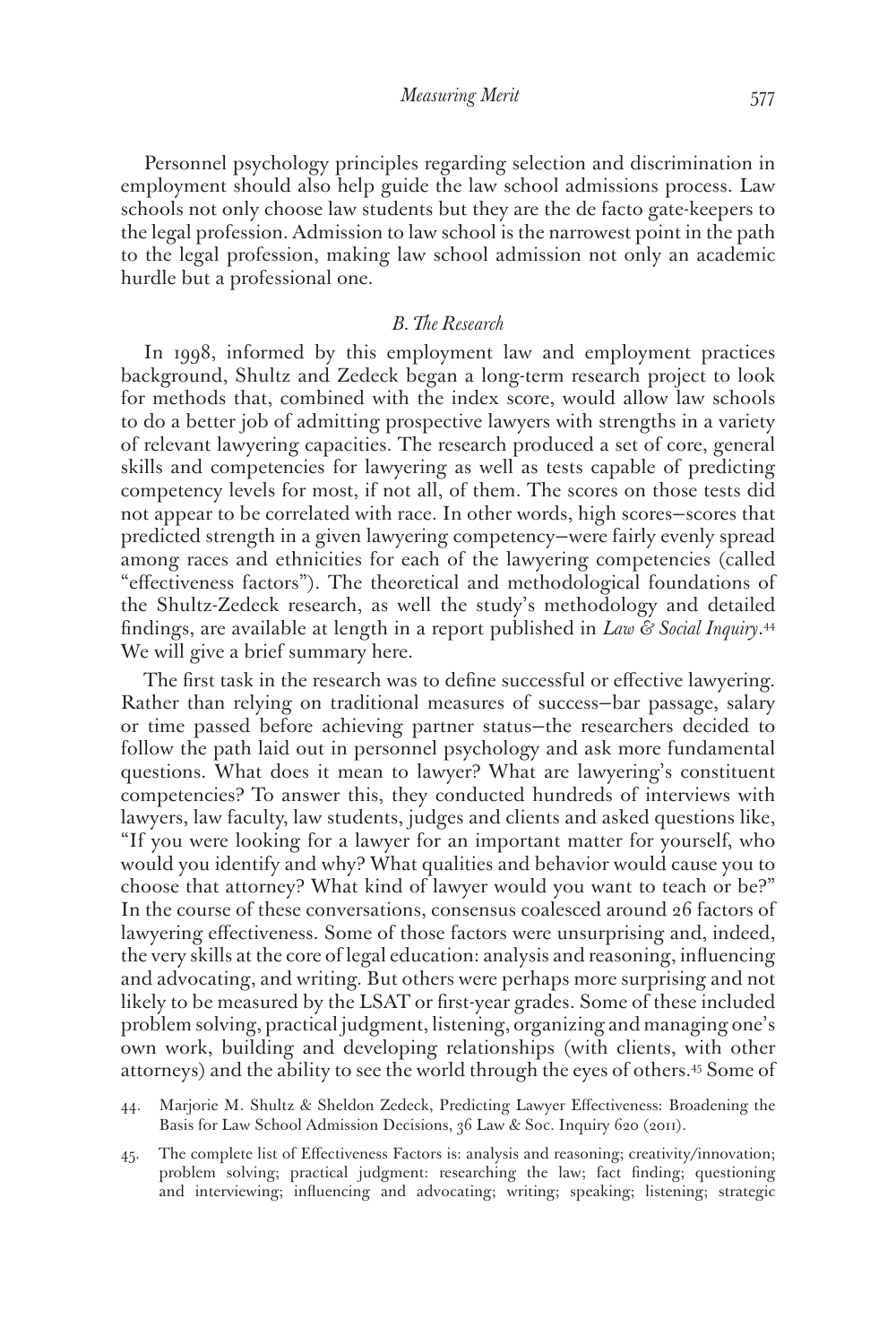Personnel psychology principles regarding selection and discrimination in employment should also help guide the law school admissions process. Law schools not only choose law students but they are the de facto gate-keepers to the legal profession. Admission to law school is the narrowest point in the path to the legal profession, making law school admission not only an academic hurdle but a professional one.

### *B. The Research*

In 1998, informed by this employment law and employment practices background, Shultz and Zedeck began a long-term research project to look for methods that, combined with the index score, would allow law schools to do a better job of admitting prospective lawyers with strengths in a variety of relevant lawyering capacities. The research produced a set of core, general skills and competencies for lawyering as well as tests capable of predicting competency levels for most, if not all, of them. The scores on those tests did not appear to be correlated with race. In other words, high scores—scores that predicted strength in a given lawyering competency—were fairly evenly spread among races and ethnicities for each of the lawyering competencies (called "effectiveness factors"). The theoretical and methodological foundations of the Shultz-Zedeck research, as well the study's methodology and detailed findings, are available at length in a report published in *Law & Social Inquiry*.[44] We will give a brief summary here.

The first task in the research was to define successful or effective lawyering. Rather than relying on traditional measures of success—bar passage, salary or time passed before achieving partner status—the researchers decided to follow the path laid out in personnel psychology and ask more fundamental questions. What does it mean to lawyer? What are lawyering's constituent competencies? To answer this, they conducted hundreds of interviews with lawyers, law faculty, law students, judges and clients and asked questions like, "If you were looking for a lawyer for an important matter for yourself, who would you identify and why? What qualities and behavior would cause you to choose that attorney? What kind of lawyer would you want to teach or be?" In the course of these conversations, consensus coalesced around 26 factors of lawyering effectiveness. Some of those factors were unsurprising and, indeed, the very skills at the core of legal education: analysis and reasoning, influencing and advocating, and writing. But others were perhaps more surprising and not likely to be measured by the LSAT or first-year grades. Some of these included problem solving, practical judgment, listening, organizing and managing one's own work, building and developing relationships (with clients, with other attorneys) and the ability to see the world through the eyes of others.[45] Some of

44. Marjorie M. Shultz & Sheldon Zedeck, Predicting Lawyer Effectiveness: Broadening the Basis for Law School Admission Decisions, 36 Law & Soc. Inquiry 620 (2011).

45. The complete list of Effectiveness Factors is: analysis and reasoning; creativity/innovation; problem solving; practical judgment: researching the law; fact finding; questioning and interviewing; influencing and advocating; writing; speaking; listening; strategic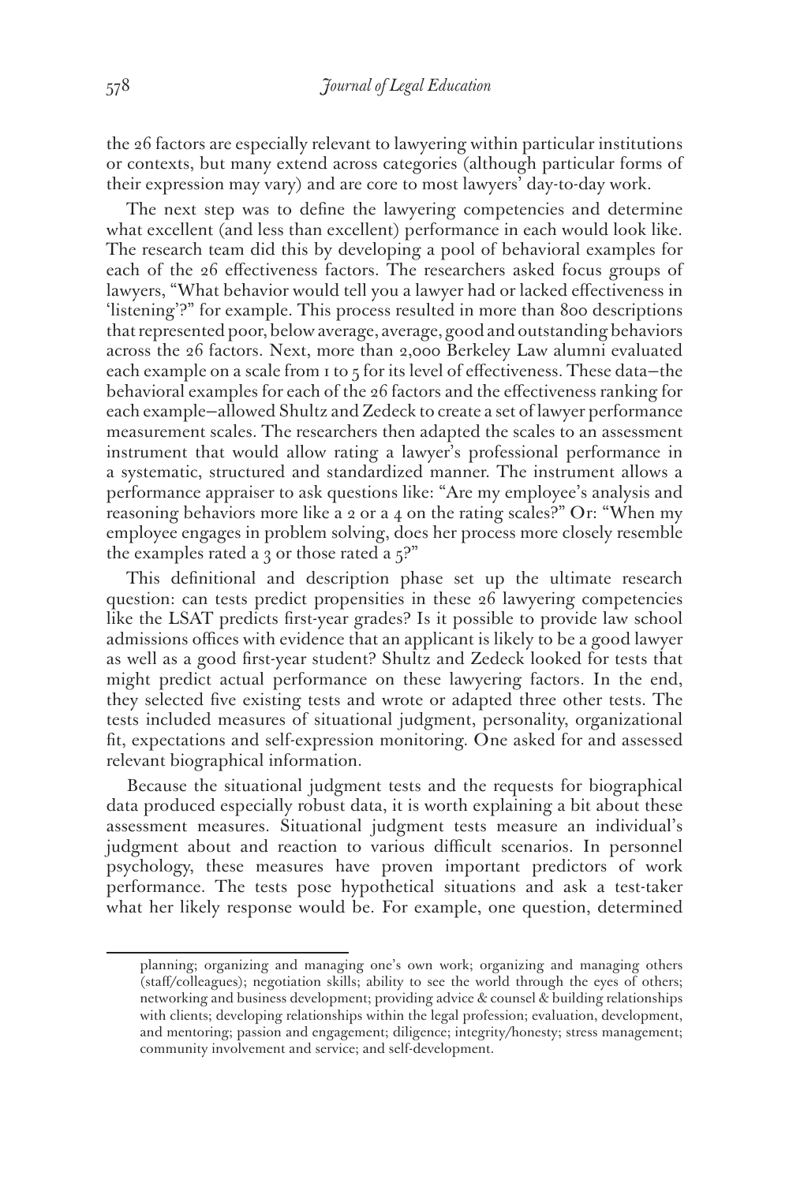the 26 factors are especially relevant to lawyering within particular institutions or contexts, but many extend across categories (although particular forms of their expression may vary) and are core to most lawyers' day-to-day work.

The next step was to define the lawyering competencies and determine what excellent (and less than excellent) performance in each would look like. The research team did this by developing a pool of behavioral examples for each of the 26 effectiveness factors. The researchers asked focus groups of lawyers, "What behavior would tell you a lawyer had or lacked effectiveness in 'listening'?" for example. This process resulted in more than 800 descriptions that represented poor, below average, average, good and outstanding behaviors across the 26 factors. Next, more than 2,000 Berkeley Law alumni evaluated each example on a scale from 1 to 5 for its level of effectiveness. These data—the behavioral examples for each of the 26 factors and the effectiveness ranking for each example—allowed Shultz and Zedeck to create a set of lawyer performance measurement scales. The researchers then adapted the scales to an assessment instrument that would allow rating a lawyer's professional performance in a systematic, structured and standardized manner. The instrument allows a performance appraiser to ask questions like: "Are my employee's analysis and reasoning behaviors more like a 2 or a 4 on the rating scales?" Or: "When my employee engages in problem solving, does her process more closely resemble the examples rated a 3 or those rated a 5?"

This definitional and description phase set up the ultimate research question: can tests predict propensities in these 26 lawyering competencies like the LSAT predicts first-year grades? Is it possible to provide law school admissions offices with evidence that an applicant is likely to be a good lawyer as well as a good first-year student? Shultz and Zedeck looked for tests that might predict actual performance on these lawyering factors. In the end, they selected five existing tests and wrote or adapted three other tests. The tests included measures of situational judgment, personality, organizational fit, expectations and self-expression monitoring. One asked for and assessed relevant biographical information.

Because the situational judgment tests and the requests for biographical data produced especially robust data, it is worth explaining a bit about these assessment measures. Situational judgment tests measure an individual's judgment about and reaction to various difficult scenarios. In personnel psychology, these measures have proven important predictors of work performance. The tests pose hypothetical situations and ask a test-taker what her likely response would be. For example, one question, determined

---

planning; organizing and managing one's own work; organizing and managing others (staff/colleagues); negotiation skills; ability to see the world through the eyes of others; networking and business development; providing advice & counsel & building relationships with clients; developing relationships within the legal profession; evaluation, development, and mentoring; passion and engagement; diligence; integrity/honesty; stress management; community involvement and service; and self-development.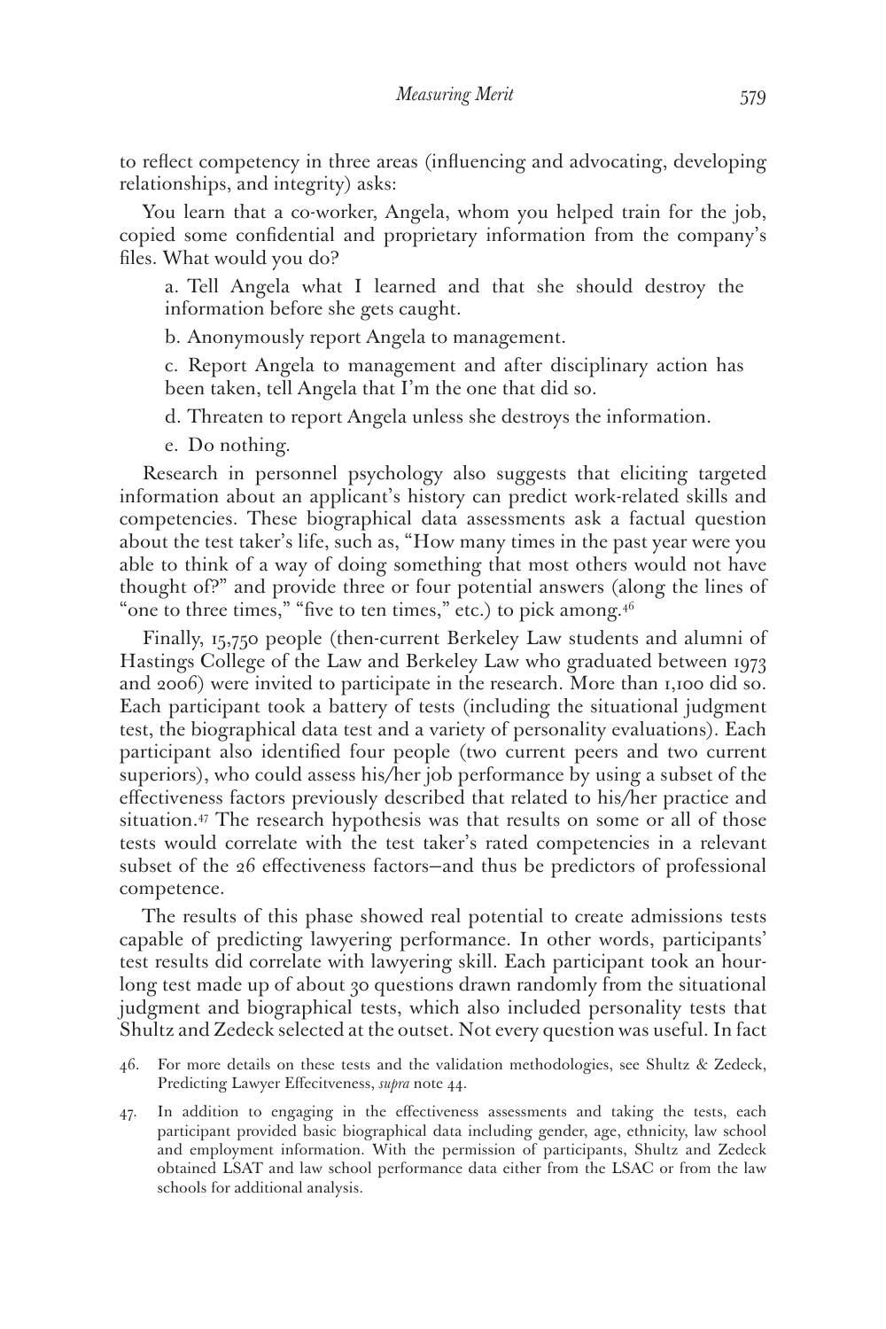to reflect competency in three areas (influencing and advocating, developing relationships, and integrity) asks:

> You learn that a co-worker, Angela, whom you helped train for the job, copied some confidential and proprietary information from the company's files. What would you do?
>
> a. Tell Angela what I learned and that she should destroy the information before she gets caught.
>
> b. Anonymously report Angela to management.
>
> c. Report Angela to management and after disciplinary action has been taken, tell Angela that I'm the one that did so.
>
> d. Threaten to report Angela unless she destroys the information.
>
> e. Do nothing.

Research in personnel psychology also suggests that eliciting targeted information about an applicant's history can predict work-related skills and competencies. These biographical data assessments ask a factual question about the test taker's life, such as, "How many times in the past year were you able to think of a way of doing something that most others would not have thought of?" and provide three or four potential answers (along the lines of "one to three times," "five to ten times," etc.) to pick among.[46]

Finally, 15,750 people (then-current Berkeley Law students and alumni of Hastings College of the Law and Berkeley Law who graduated between 1973 and 2006) were invited to participate in the research. More than 1,100 did so. Each participant took a battery of tests (including the situational judgment test, the biographical data test and a variety of personality evaluations). Each participant also identified four people (two current peers and two current superiors), who could assess his/her job performance by using a subset of the effectiveness factors previously described that related to his/her practice and situation.[47] The research hypothesis was that results on some or all of those tests would correlate with the test taker's rated competencies in a relevant subset of the 26 effectiveness factors—and thus be predictors of professional competence.

The results of this phase showed real potential to create admissions tests capable of predicting lawyering performance. In other words, participants' test results did correlate with lawyering skill. Each participant took an hour-long test made up of about 30 questions drawn randomly from the situational judgment and biographical tests, which also included personality tests that Shultz and Zedeck selected at the outset. Not every question was useful. In fact

---

46. For more details on these tests and the validation methodologies, see Shultz & Zedeck, Predicting Lawyer Effecitveness, *supra* note 44.

47. In addition to engaging in the effectiveness assessments and taking the tests, each participant provided basic biographical data including gender, age, ethnicity, law school and employment information. With the permission of participants, Shultz and Zedeck obtained LSAT and law school performance data either from the LSAC or from the law schools for additional analysis.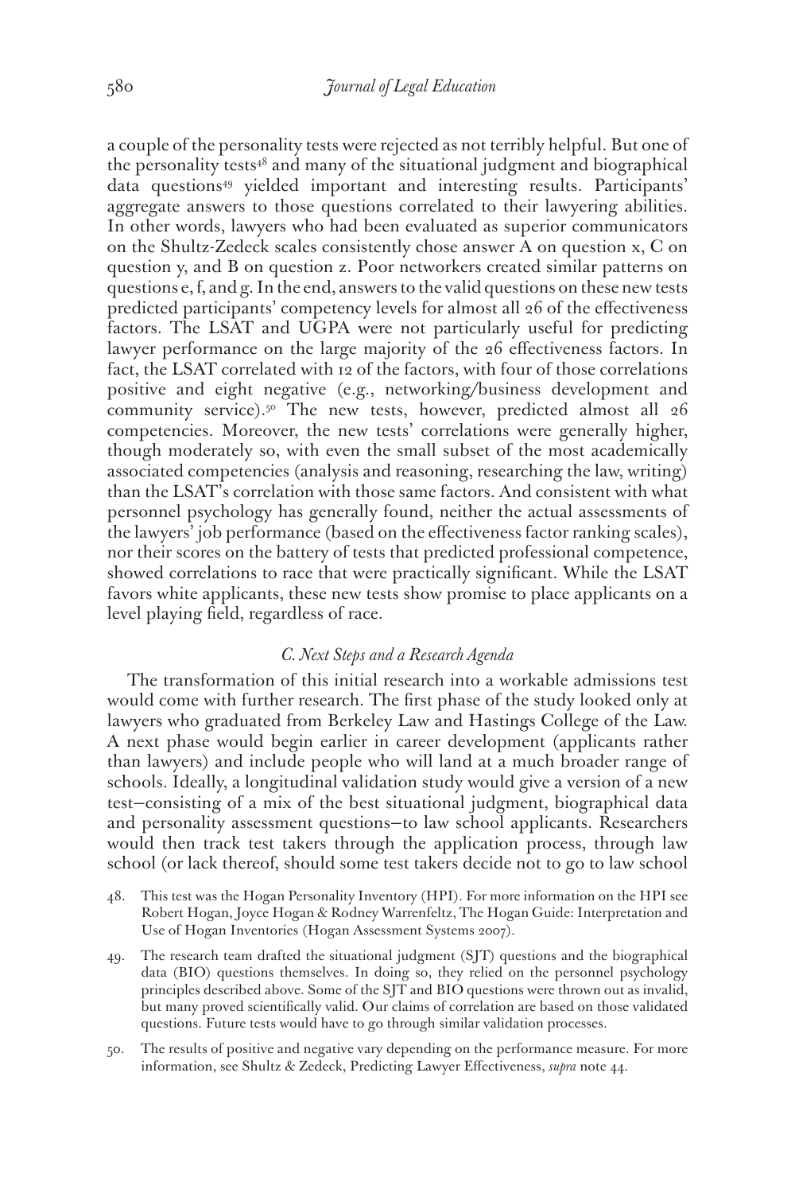a couple of the personality tests were rejected as not terribly helpful. But one of the personality tests[48] and many of the situational judgment and biographical data questions[49] yielded important and interesting results. Participants' aggregate answers to those questions correlated to their lawyering abilities. In other words, lawyers who had been evaluated as superior communicators on the Shultz-Zedeck scales consistently chose answer A on question x, C on question y, and B on question z. Poor networkers created similar patterns on questions e, f, and g. In the end, answers to the valid questions on these new tests predicted participants' competency levels for almost all 26 of the effectiveness factors. The LSAT and UGPA were not particularly useful for predicting lawyer performance on the large majority of the 26 effectiveness factors. In fact, the LSAT correlated with 12 of the factors, with four of those correlations positive and eight negative (e.g., networking/business development and community service).[50] The new tests, however, predicted almost all 26 competencies. Moreover, the new tests' correlations were generally higher, though moderately so, with even the small subset of the most academically associated competencies (analysis and reasoning, researching the law, writing) than the LSAT's correlation with those same factors. And consistent with what personnel psychology has generally found, neither the actual assessments of the lawyers' job performance (based on the effectiveness factor ranking scales), nor their scores on the battery of tests that predicted professional competence, showed correlations to race that were practically significant. While the LSAT favors white applicants, these new tests show promise to place applicants on a level playing field, regardless of race.

### *C. Next Steps and a Research Agenda*

The transformation of this initial research into a workable admissions test would come with further research. The first phase of the study looked only at lawyers who graduated from Berkeley Law and Hastings College of the Law. A next phase would begin earlier in career development (applicants rather than lawyers) and include people who will land at a much broader range of schools. Ideally, a longitudinal validation study would give a version of a new test—consisting of a mix of the best situational judgment, biographical data and personality assessment questions—to law school applicants. Researchers would then track test takers through the application process, through law school (or lack thereof, should some test takers decide not to go to law school

48. This test was the Hogan Personality Inventory (HPI). For more information on the HPI see Robert Hogan, Joyce Hogan & Rodney Warrenfeltz, The Hogan Guide: Interpretation and Use of Hogan Inventories (Hogan Assessment Systems 2007).

49. The research team drafted the situational judgment (SJT) questions and the biographical data (BIO) questions themselves. In doing so, they relied on the personnel psychology principles described above. Some of the SJT and BIO questions were thrown out as invalid, but many proved scientifically valid. Our claims of correlation are based on those validated questions. Future tests would have to go through similar validation processes.

50. The results of positive and negative vary depending on the performance measure. For more information, see Shultz & Zedeck, Predicting Lawyer Effectiveness, *supra* note 44.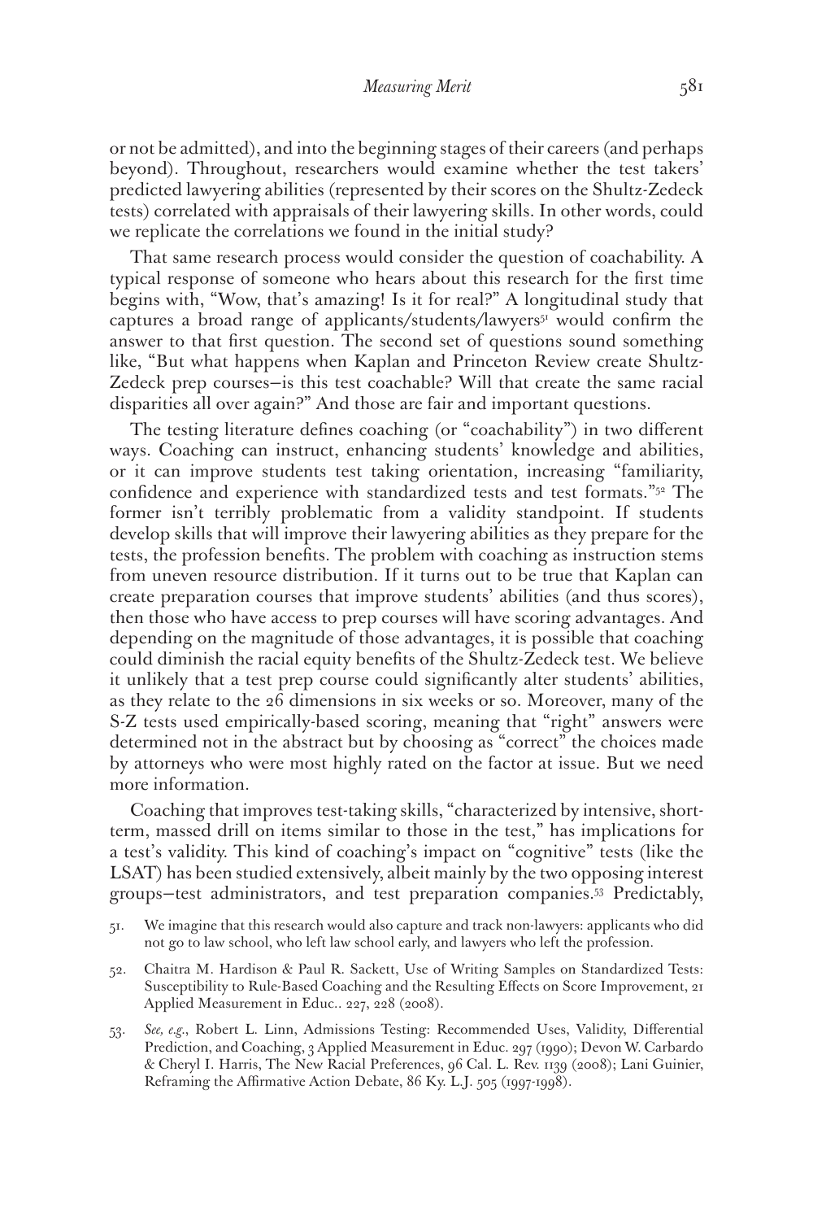or not be admitted), and into the beginning stages of their careers (and perhaps beyond). Throughout, researchers would examine whether the test takers' predicted lawyering abilities (represented by their scores on the Shultz-Zedeck tests) correlated with appraisals of their lawyering skills. In other words, could we replicate the correlations we found in the initial study?

That same research process would consider the question of coachability. A typical response of someone who hears about this research for the first time begins with, "Wow, that's amazing! Is it for real?" A longitudinal study that captures a broad range of applicants/students/lawyers[51] would confirm the answer to that first question. The second set of questions sound something like, "But what happens when Kaplan and Princeton Review create Shultz-Zedeck prep courses—is this test coachable? Will that create the same racial disparities all over again?" And those are fair and important questions.

The testing literature defines coaching (or "coachability") in two different ways. Coaching can instruct, enhancing students' knowledge and abilities, or it can improve students test taking orientation, increasing "familiarity, confidence and experience with standardized tests and test formats."[52] The former isn't terribly problematic from a validity standpoint. If students develop skills that will improve their lawyering abilities as they prepare for the tests, the profession benefits. The problem with coaching as instruction stems from uneven resource distribution. If it turns out to be true that Kaplan can create preparation courses that improve students' abilities (and thus scores), then those who have access to prep courses will have scoring advantages. And depending on the magnitude of those advantages, it is possible that coaching could diminish the racial equity benefits of the Shultz-Zedeck test. We believe it unlikely that a test prep course could significantly alter students' abilities, as they relate to the 26 dimensions in six weeks or so. Moreover, many of the S-Z tests used empirically-based scoring, meaning that "right" answers were determined not in the abstract but by choosing as "correct" the choices made by attorneys who were most highly rated on the factor at issue. But we need more information.

Coaching that improves test-taking skills, "characterized by intensive, short-term, massed drill on items similar to those in the test," has implications for a test's validity. This kind of coaching's impact on "cognitive" tests (like the LSAT) has been studied extensively, albeit mainly by the two opposing interest groups—test administrators, and test preparation companies.[53] Predictably,

51. We imagine that this research would also capture and track non-lawyers: applicants who did not go to law school, who left law school early, and lawyers who left the profession.

52. Chaitra M. Hardison & Paul R. Sackett, Use of Writing Samples on Standardized Tests: Susceptibility to Rule-Based Coaching and the Resulting Effects on Score Improvement, 21 Applied Measurement in Educ.. 227, 228 (2008).

53. *See, e.g.*, Robert L. Linn, Admissions Testing: Recommended Uses, Validity, Differential Prediction, and Coaching, 3 Applied Measurement in Educ. 297 (1990); Devon W. Carbardo & Cheryl I. Harris, The New Racial Preferences, 96 Cal. L. Rev. 1139 (2008); Lani Guinier, Reframing the Affirmative Action Debate, 86 Ky. L.J. 505 (1997-1998).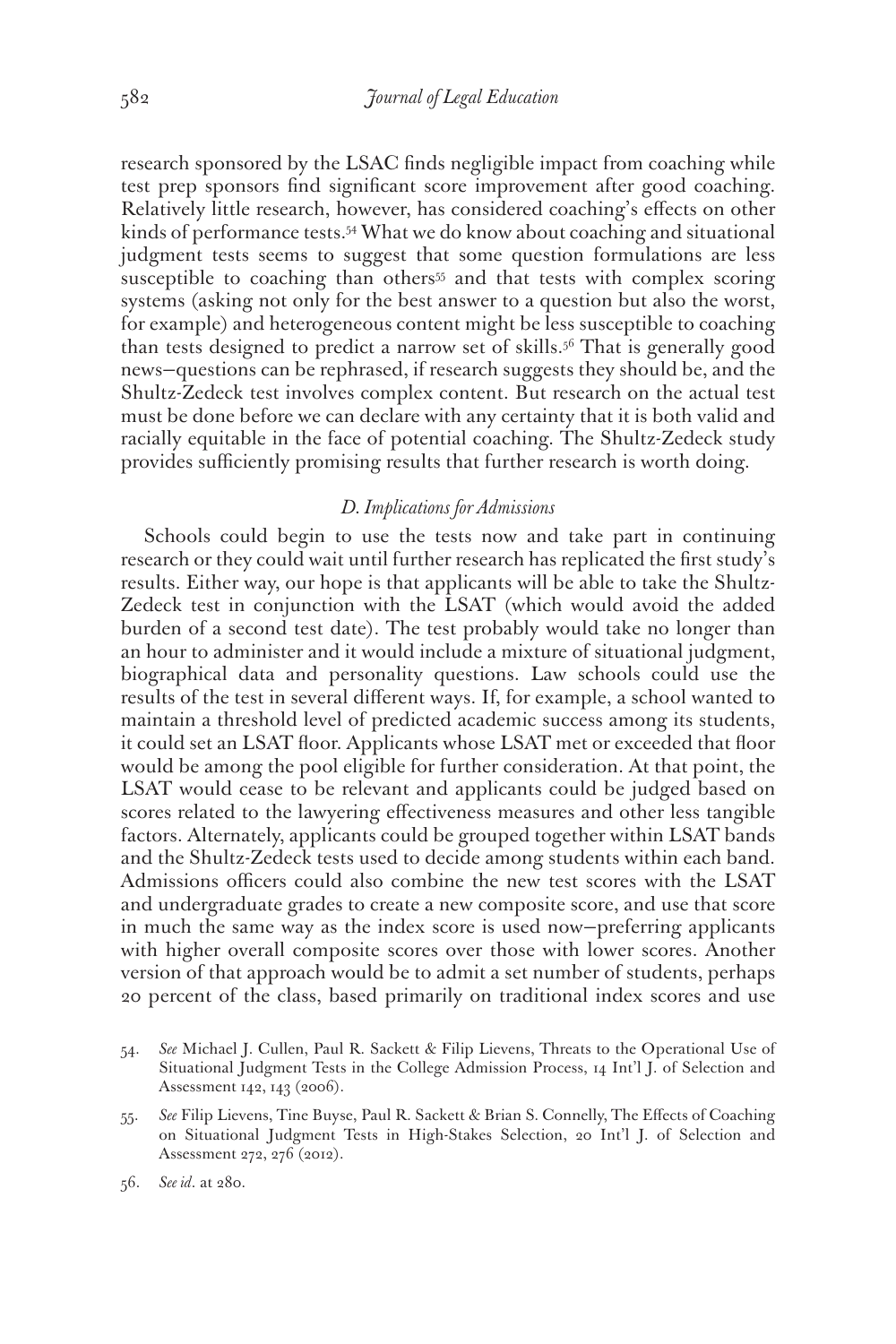research sponsored by the LSAC finds negligible impact from coaching while test prep sponsors find significant score improvement after good coaching. Relatively little research, however, has considered coaching's effects on other kinds of performance tests.[54] What we do know about coaching and situational judgment tests seems to suggest that some question formulations are less susceptible to coaching than others[55] and that tests with complex scoring systems (asking not only for the best answer to a question but also the worst, for example) and heterogeneous content might be less susceptible to coaching than tests designed to predict a narrow set of skills.[56] That is generally good news—questions can be rephrased, if research suggests they should be, and the Shultz-Zedeck test involves complex content. But research on the actual test must be done before we can declare with any certainty that it is both valid and racially equitable in the face of potential coaching. The Shultz-Zedeck study provides sufficiently promising results that further research is worth doing.

### *D. Implications for Admissions*

Schools could begin to use the tests now and take part in continuing research or they could wait until further research has replicated the first study's results. Either way, our hope is that applicants will be able to take the Shultz-Zedeck test in conjunction with the LSAT (which would avoid the added burden of a second test date). The test probably would take no longer than an hour to administer and it would include a mixture of situational judgment, biographical data and personality questions. Law schools could use the results of the test in several different ways. If, for example, a school wanted to maintain a threshold level of predicted academic success among its students, it could set an LSAT floor. Applicants whose LSAT met or exceeded that floor would be among the pool eligible for further consideration. At that point, the LSAT would cease to be relevant and applicants could be judged based on scores related to the lawyering effectiveness measures and other less tangible factors. Alternately, applicants could be grouped together within LSAT bands and the Shultz-Zedeck tests used to decide among students within each band. Admissions officers could also combine the new test scores with the LSAT and undergraduate grades to create a new composite score, and use that score in much the same way as the index score is used now—preferring applicants with higher overall composite scores over those with lower scores. Another version of that approach would be to admit a set number of students, perhaps 20 percent of the class, based primarily on traditional index scores and use

54. *See* Michael J. Cullen, Paul R. Sackett & Filip Lievens, Threats to the Operational Use of Situational Judgment Tests in the College Admission Process, 14 Int'l J. of Selection and Assessment 142, 143 (2006).

55. *See* Filip Lievens, Tine Buyse, Paul R. Sackett & Brian S. Connelly, The Effects of Coaching on Situational Judgment Tests in High-Stakes Selection, 20 Int'l J. of Selection and Assessment 272, 276 (2012).

56. *See id*. at 280.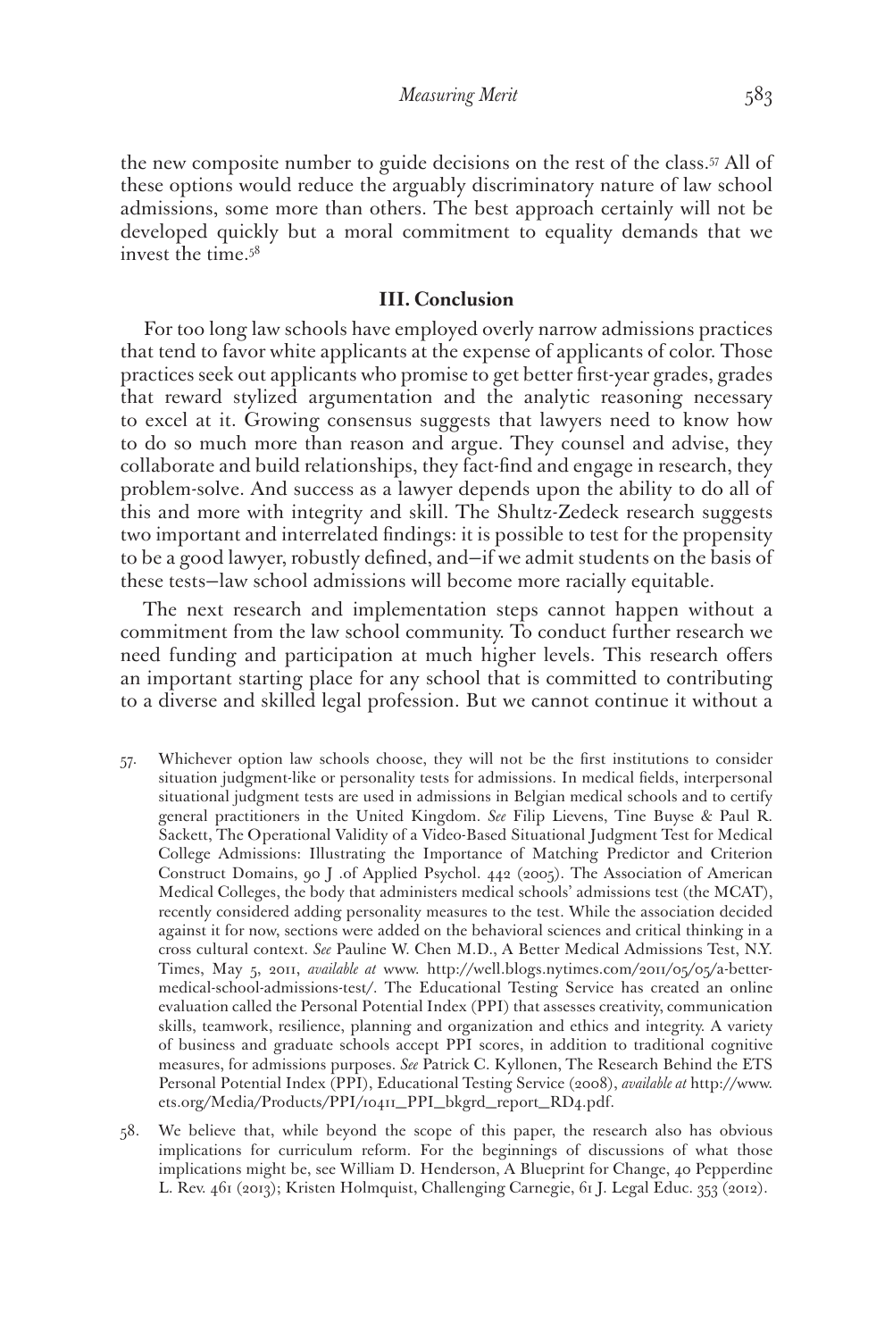the new composite number to guide decisions on the rest of the class.[57] All of these options would reduce the arguably discriminatory nature of law school admissions, some more than others. The best approach certainly will not be developed quickly but a moral commitment to equality demands that we invest the time.[58]

## III. Conclusion

For too long law schools have employed overly narrow admissions practices that tend to favor white applicants at the expense of applicants of color. Those practices seek out applicants who promise to get better first-year grades, grades that reward stylized argumentation and the analytic reasoning necessary to excel at it. Growing consensus suggests that lawyers need to know how to do so much more than reason and argue. They counsel and advise, they collaborate and build relationships, they fact-find and engage in research, they problem-solve. And success as a lawyer depends upon the ability to do all of this and more with integrity and skill. The Shultz-Zedeck research suggests two important and interrelated findings: it is possible to test for the propensity to be a good lawyer, robustly defined, and—if we admit students on the basis of these tests—law school admissions will become more racially equitable.

The next research and implementation steps cannot happen without a commitment from the law school community. To conduct further research we need funding and participation at much higher levels. This research offers an important starting place for any school that is committed to contributing to a diverse and skilled legal profession. But we cannot continue it without a

57. Whichever option law schools choose, they will not be the first institutions to consider situation judgment-like or personality tests for admissions. In medical fields, interpersonal situational judgment tests are used in admissions in Belgian medical schools and to certify general practitioners in the United Kingdom. *See* Filip Lievens, Tine Buyse & Paul R. Sackett, The Operational Validity of a Video-Based Situational Judgment Test for Medical College Admissions: Illustrating the Importance of Matching Predictor and Criterion Construct Domains, 90 J .of Applied Psychol. 442 (2005). The Association of American Medical Colleges, the body that administers medical schools' admissions test (the MCAT), recently considered adding personality measures to the test. While the association decided against it for now, sections were added on the behavioral sciences and critical thinking in a cross cultural context. *See* Pauline W. Chen M.D., A Better Medical Admissions Test, N.Y. Times, May 5, 2011, *available at* www. http://well.blogs.nytimes.com/2011/05/05/a-better-medical-school-admissions-test/. The Educational Testing Service has created an online evaluation called the Personal Potential Index (PPI) that assesses creativity, communication skills, teamwork, resilience, planning and organization and ethics and integrity. A variety of business and graduate schools accept PPI scores, in addition to traditional cognitive measures, for admissions purposes. *See* Patrick C. Kyllonen, The Research Behind the ETS Personal Potential Index (PPI), Educational Testing Service (2008), *available at* http://www.ets.org/Media/Products/PPI/10411_PPI_bkgrd_report_RD4.pdf.

58. We believe that, while beyond the scope of this paper, the research also has obvious implications for curriculum reform. For the beginnings of discussions of what those implications might be, see William D. Henderson, A Blueprint for Change, 40 Pepperdine L. Rev. 461 (2013); Kristen Holmquist, Challenging Carnegie, 61 J. Legal Educ. 353 (2012).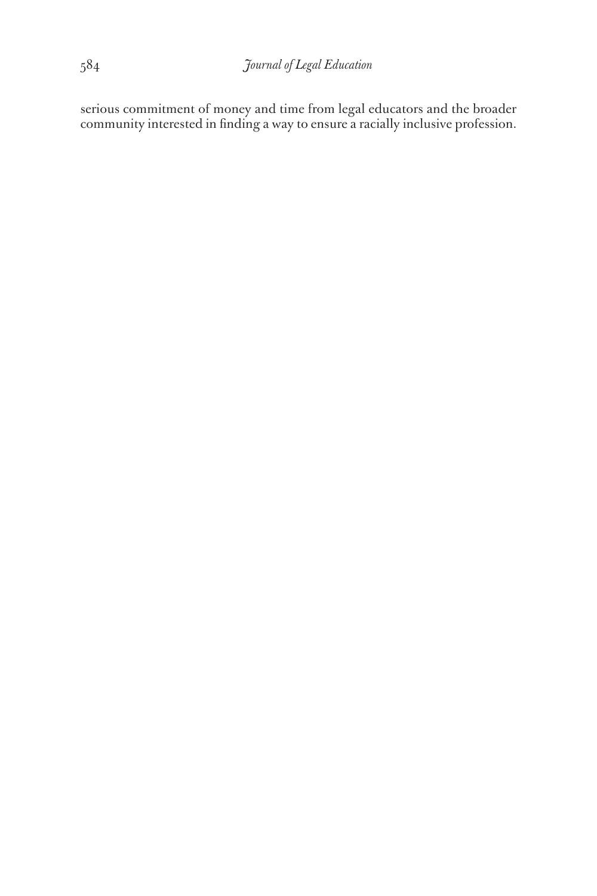serious commitment of money and time from legal educators and the broader community interested in finding a way to ensure a racially inclusive profession.